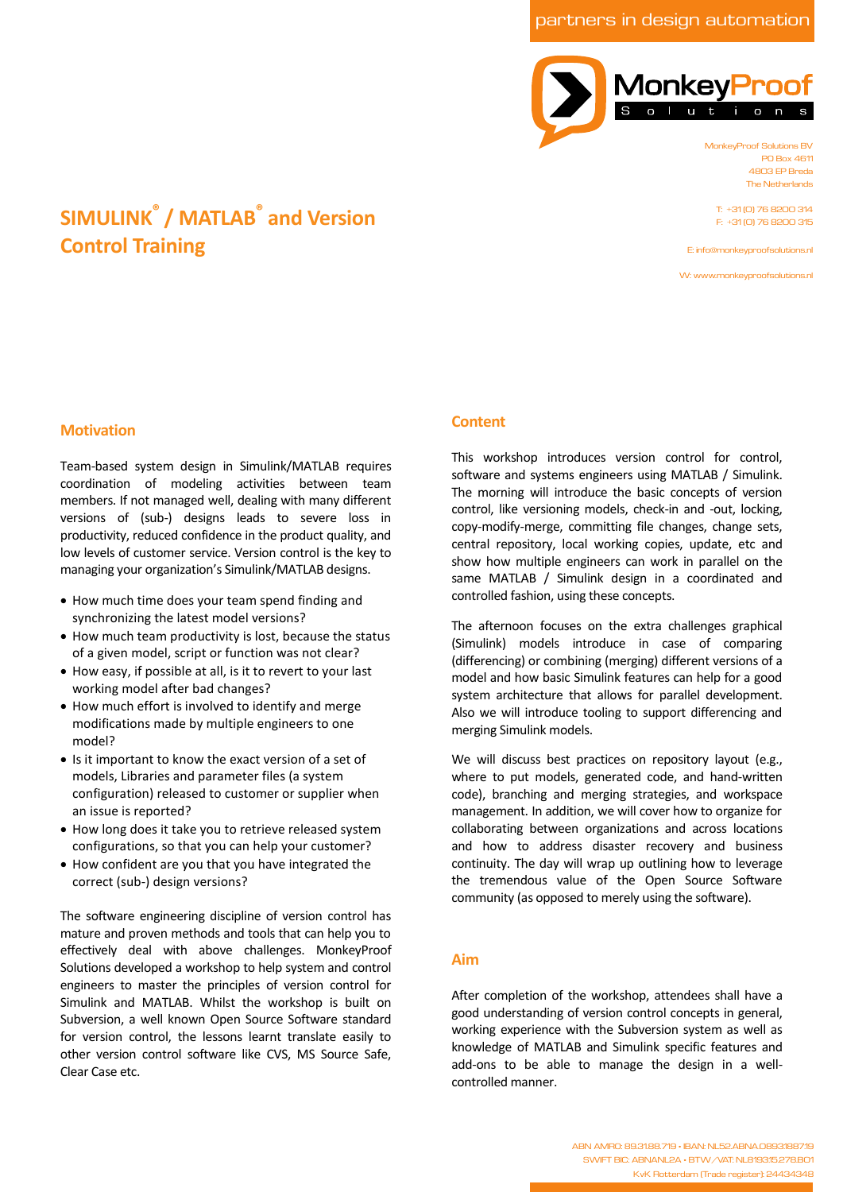partners in design automation

MonkeyProof Solutions

MonkeyProof Solutions BV
PO Box 4611
4803 EP Breda
The Netherlands

T: +31 (0) 76 8200 314
F: +31 (0) 76 8200 315

E: info@monkeyproofsolutions.nl

W: www.monkeyproofsolutions.nl

# SIMULINK® / MATLAB® and Version Control Training

## Motivation

Team-based system design in Simulink/MATLAB requires coordination of modeling activities between team members. If not managed well, dealing with many different versions of (sub-) designs leads to severe loss in productivity, reduced confidence in the product quality, and low levels of customer service. Version control is the key to managing your organization's Simulink/MATLAB designs.

- How much time does your team spend finding and synchronizing the latest model versions?
- How much team productivity is lost, because the status of a given model, script or function was not clear?
- How easy, if possible at all, is it to revert to your last working model after bad changes?
- How much effort is involved to identify and merge modifications made by multiple engineers to one model?
- Is it important to know the exact version of a set of models, Libraries and parameter files (a system configuration) released to customer or supplier when an issue is reported?
- How long does it take you to retrieve released system configurations, so that you can help your customer?
- How confident are you that you have integrated the correct (sub-) design versions?

The software engineering discipline of version control has mature and proven methods and tools that can help you to effectively deal with above challenges. MonkeyProof Solutions developed a workshop to help system and control engineers to master the principles of version control for Simulink and MATLAB. Whilst the workshop is built on Subversion, a well known Open Source Software standard for version control, the lessons learnt translate easily to other version control software like CVS, MS Source Safe, Clear Case etc.

## Content

This workshop introduces version control for control, software and systems engineers using MATLAB / Simulink. The morning will introduce the basic concepts of version control, like versioning models, check-in and -out, locking, copy-modify-merge, committing file changes, change sets, central repository, local working copies, update, etc and show how multiple engineers can work in parallel on the same MATLAB / Simulink design in a coordinated and controlled fashion, using these concepts.

The afternoon focuses on the extra challenges graphical (Simulink) models introduce in case of comparing (differencing) or combining (merging) different versions of a model and how basic Simulink features can help for a good system architecture that allows for parallel development. Also we will introduce tooling to support differencing and merging Simulink models.

We will discuss best practices on repository layout (e.g., where to put models, generated code, and hand-written code), branching and merging strategies, and workspace management. In addition, we will cover how to organize for collaborating between organizations and across locations and how to address disaster recovery and business continuity. The day will wrap up outlining how to leverage the tremendous value of the Open Source Software community (as opposed to merely using the software).

## Aim

After completion of the workshop, attendees shall have a good understanding of version control concepts in general, working experience with the Subversion system as well as knowledge of MATLAB and Simulink specific features and add-ons to be able to manage the design in a well-controlled manner.

ABN AMRO: 89.31.88.719 • IBAN: NL52ABNA0893188719
SWIFT BIC: ABNANL2A • BTW/VAT: NL819315278B01
KvK Rotterdam (Trade register): 24434348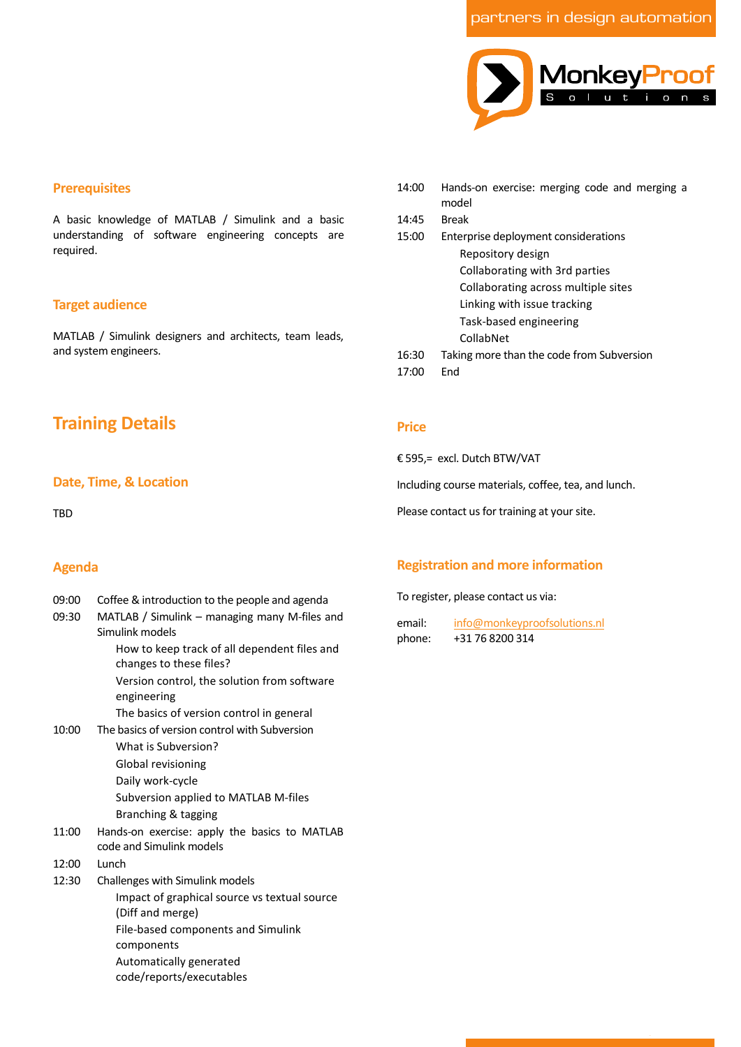## Prerequisites

A basic knowledge of MATLAB / Simulink and a basic understanding of software engineering concepts are required.

## Target audience

MATLAB / Simulink designers and architects, team leads, and system engineers.

# Training Details

## Date, Time, & Location

TBD

## Agenda

- 09:00 Coffee & introduction to the people and agenda
- 09:30 MATLAB / Simulink – managing many M-files and Simulink models
  - How to keep track of all dependent files and changes to these files?
  - Version control, the solution from software engineering
  - The basics of version control in general
- 10:00 The basics of version control with Subversion
  - What is Subversion?
  - Global revisioning
  - Daily work-cycle
  - Subversion applied to MATLAB M-files
  - Branching & tagging
- 11:00 Hands-on exercise: apply the basics to MATLAB code and Simulink models
- 12:00 Lunch
- 12:30 Challenges with Simulink models
  - Impact of graphical source vs textual source (Diff and merge)
  - File-based components and Simulink components
  - Automatically generated code/reports/executables
- 14:00 Hands-on exercise: merging code and merging a model
- 14:45 Break
- 15:00 Enterprise deployment considerations
  - Repository design
  - Collaborating with 3rd parties
  - Collaborating across multiple sites
  - Linking with issue tracking
  - Task-based engineering
  - CollabNet
- 16:30 Taking more than the code from Subversion
- 17:00 End

## Price

€ 595,= excl. Dutch BTW/VAT

Including course materials, coffee, tea, and lunch.

Please contact us for training at your site.

## Registration and more information

To register, please contact us via:

email: info@monkeyproofsolutions.nl
phone: +31 76 8200 314